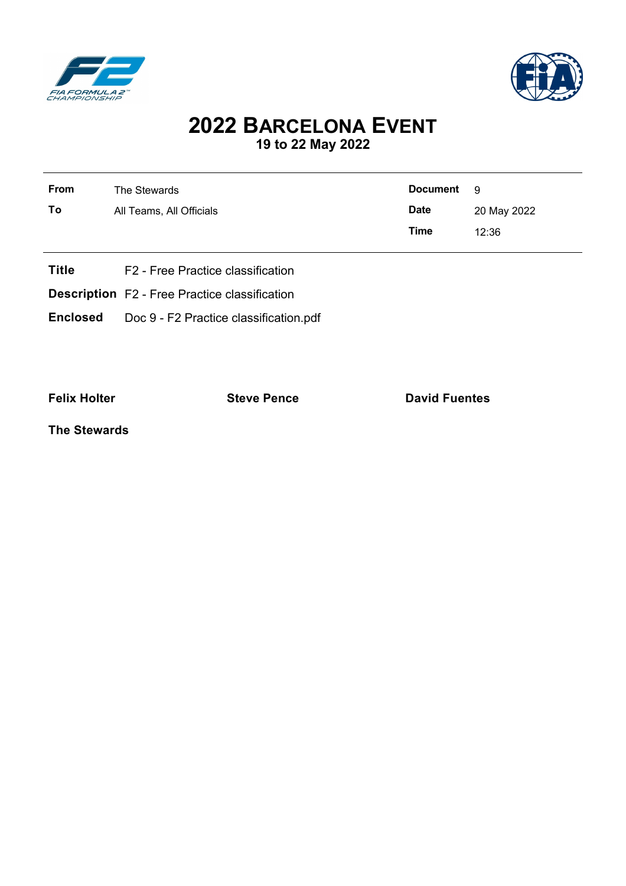# 2022 BARCELONA EVENT
## 19 to 22 May 2022

| | | | |
|---|---|---|---|
| **From** | The Stewards | **Document** | 9 |
| **To** | All Teams, All Officials | **Date** | 20 May 2022 |
| | | **Time** | 12:36 |

**Title** F2 - Free Practice classification

**Description** F2 - Free Practice classification

**Enclosed** Doc 9 - F2 Practice classification.pdf

**Felix Holter** **Steve Pence** **David Fuentes**

**The Stewards**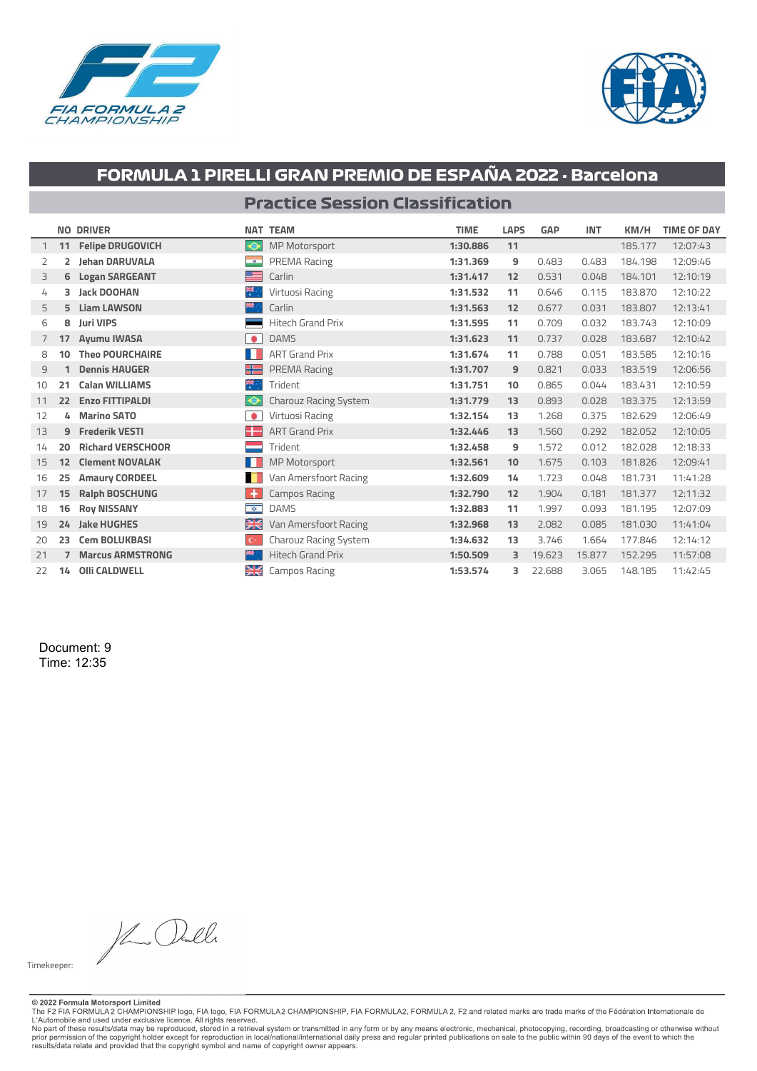# FORMULA 1 PIRELLI GRAN PREMIO DE ESPAÑA 2022 - Barcelona

## Practice Session Classification

| | NO | DRIVER | NAT | TEAM | TIME | LAPS | GAP | INT | KM/H | TIME OF DAY |
|---|---|---|---|---|---|---|---|---|---|---|
| 1 | 11 | **Felipe DRUGOVICH** | | MP Motorsport | **1:30.886** | 11 | | | 185.177 | 12:07:43 |
| 2 | 2 | **Jehan DARUVALA** | | PREMA Racing | **1:31.369** | 9 | 0.483 | 0.483 | 184.198 | 12:09:46 |
| 3 | 6 | **Logan SARGEANT** | | Carlin | **1:31.417** | 12 | 0.531 | 0.048 | 184.101 | 12:10:19 |
| 4 | 3 | **Jack DOOHAN** | | Virtuosi Racing | **1:31.532** | 11 | 0.646 | 0.115 | 183.870 | 12:10:22 |
| 5 | 5 | **Liam LAWSON** | | Carlin | **1:31.563** | 12 | 0.677 | 0.031 | 183.807 | 12:13:41 |
| 6 | 8 | **Juri VIPS** | | Hitech Grand Prix | **1:31.595** | 11 | 0.709 | 0.032 | 183.743 | 12:10:09 |
| 7 | 17 | **Ayumu IWASA** | | DAMS | **1:31.623** | 11 | 0.737 | 0.028 | 183.687 | 12:10:42 |
| 8 | 10 | **Theo POURCHAIRE** | | ART Grand Prix | **1:31.674** | 11 | 0.788 | 0.051 | 183.585 | 12:10:16 |
| 9 | 1 | **Dennis HAUGER** | | PREMA Racing | **1:31.707** | 9 | 0.821 | 0.033 | 183.519 | 12:06:56 |
| 10 | 21 | **Calan WILLIAMS** | | Trident | **1:31.751** | 10 | 0.865 | 0.044 | 183.431 | 12:10:59 |
| 11 | 22 | **Enzo FITTIPALDI** | | Charouz Racing System | **1:31.779** | 13 | 0.893 | 0.028 | 183.375 | 12:13:59 |
| 12 | 4 | **Marino SATO** | | Virtuosi Racing | **1:32.154** | 13 | 1.268 | 0.375 | 182.629 | 12:06:49 |
| 13 | 9 | **Frederik VESTI** | | ART Grand Prix | **1:32.446** | 13 | 1.560 | 0.292 | 182.052 | 12:10:05 |
| 14 | 20 | **Richard VERSCHOOR** | | Trident | **1:32.458** | 9 | 1.572 | 0.012 | 182.028 | 12:18:33 |
| 15 | 12 | **Clement NOVALAK** | | MP Motorsport | **1:32.561** | 10 | 1.675 | 0.103 | 181.826 | 12:09:41 |
| 16 | 25 | **Amaury CORDEEL** | | Van Amersfoort Racing | **1:32.609** | 14 | 1.723 | 0.048 | 181.731 | 11:41:28 |
| 17 | 15 | **Ralph BOSCHUNG** | | Campos Racing | **1:32.790** | 12 | 1.904 | 0.181 | 181.377 | 12:11:32 |
| 18 | 16 | **Roy NISSANY** | | DAMS | **1:32.883** | 11 | 1.997 | 0.093 | 181.195 | 12:07:09 |
| 19 | 24 | **Jake HUGHES** | | Van Amersfoort Racing | **1:32.968** | 13 | 2.082 | 0.085 | 181.030 | 11:41:04 |
| 20 | 23 | **Cem BOLUKBASI** | | Charouz Racing System | **1:34.632** | 13 | 3.746 | 1.664 | 177.846 | 12:14:12 |
| 21 | 7 | **Marcus ARMSTRONG** | | Hitech Grand Prix | **1:50.509** | 3 | 19.623 | 15.877 | 152.295 | 11:57:08 |
| 22 | 14 | **Olli CALDWELL** | | Campos Racing | **1:53.574** | 3 | 22.688 | 3.065 | 148.185 | 11:42:45 |

Document: 9
Time: 12:35

Timekeeper:

© 2022 Formula Motorsport Limited
The F2 FIA FORMULA 2 CHAMPIONSHIP logo, FIA logo, FIA FORMULA2 CHAMPIONSHIP, FIA FORMULA2, FORMULA 2, F2 and related marks are trade marks of the Fédération Internationale de L'Automobile and used under exclusive licence. All rights reserved.
No part of these results/data may be reproduced, stored in a retrieval system or transmitted in any form or by any means electronic, mechanical, photocopying, recording, broadcasting or otherwise without prior permission of the copyright holder except for reproduction in local/national/international daily press and regular printed publications on sale to the public within 90 days of the event to which the results/data relate and provided that the copyright symbol and name of copyright owner appears.